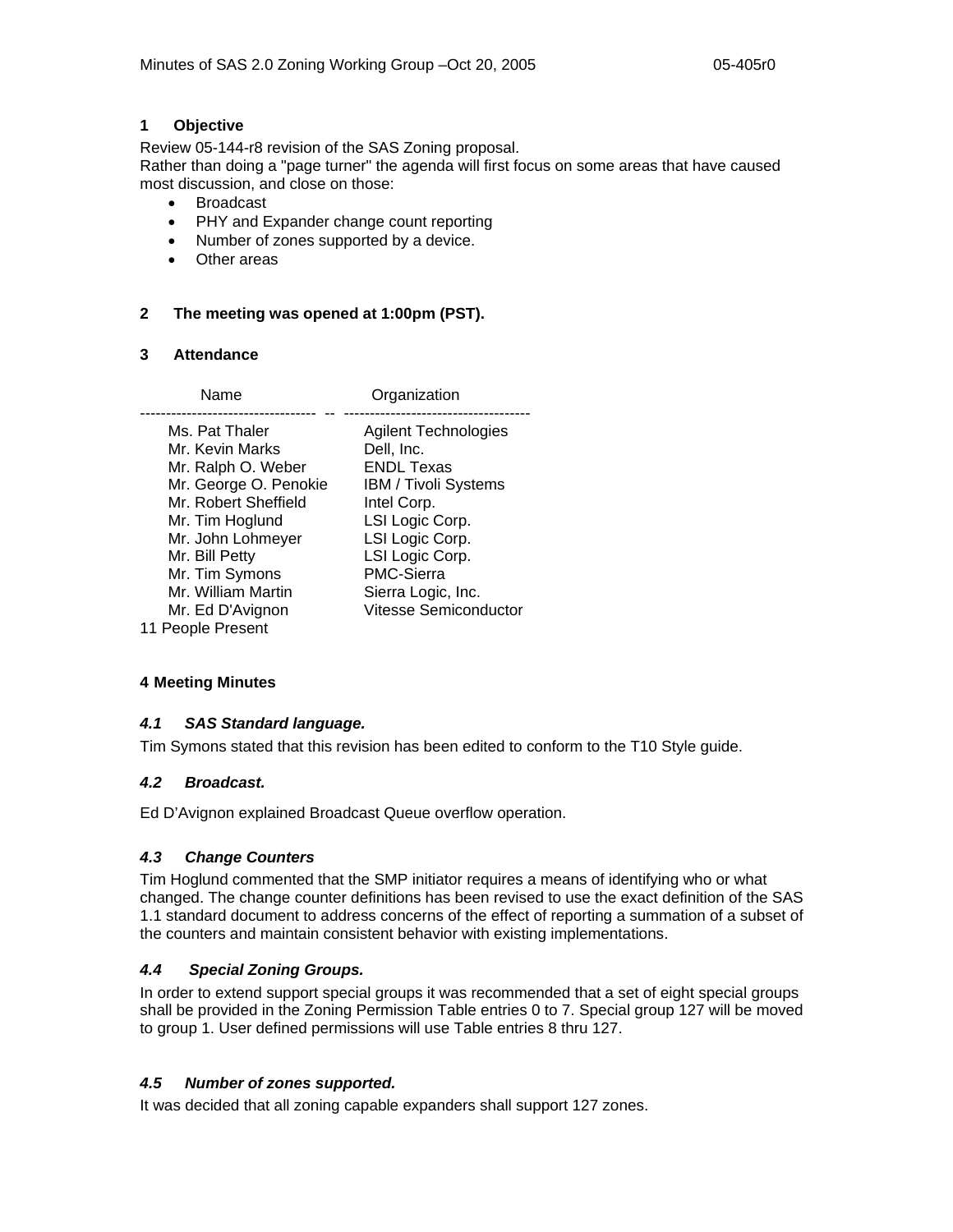## 1 Objective

Review 05-144-r8 revision of the SAS Zoning proposal.
Rather than doing a "page turner" the agenda will first focus on some areas that have caused most discussion, and close on those:

- Broadcast
- PHY and Expander change count reporting
- Number of zones supported by a device.
- Other areas

## 2 The meeting was opened at 1:00pm (PST).

## 3 Attendance

| Name | Organization |
|---|---|
| Ms. Pat Thaler | Agilent Technologies |
| Mr. Kevin Marks | Dell, Inc. |
| Mr. Ralph O. Weber | ENDL Texas |
| Mr. George O. Penokie | IBM / Tivoli Systems |
| Mr. Robert Sheffield | Intel Corp. |
| Mr. Tim Hoglund | LSI Logic Corp. |
| Mr. John Lohmeyer | LSI Logic Corp. |
| Mr. Bill Petty | LSI Logic Corp. |
| Mr. Tim Symons | PMC-Sierra |
| Mr. William Martin | Sierra Logic, Inc. |
| Mr. Ed D'Avignon | Vitesse Semiconductor |

11 People Present

## 4 Meeting Minutes

### *4.1 SAS Standard language.*

Tim Symons stated that this revision has been edited to conform to the T10 Style guide.

### *4.2 Broadcast.*

Ed D'Avignon explained Broadcast Queue overflow operation.

### *4.3 Change Counters*

Tim Hoglund commented that the SMP initiator requires a means of identifying who or what changed. The change counter definitions has been revised to use the exact definition of the SAS 1.1 standard document to address concerns of the effect of reporting a summation of a subset of the counters and maintain consistent behavior with existing implementations.

### *4.4 Special Zoning Groups.*

In order to extend support special groups it was recommended that a set of eight special groups shall be provided in the Zoning Permission Table entries 0 to 7. Special group 127 will be moved to group 1. User defined permissions will use Table entries 8 thru 127.

### *4.5 Number of zones supported.*

It was decided that all zoning capable expanders shall support 127 zones.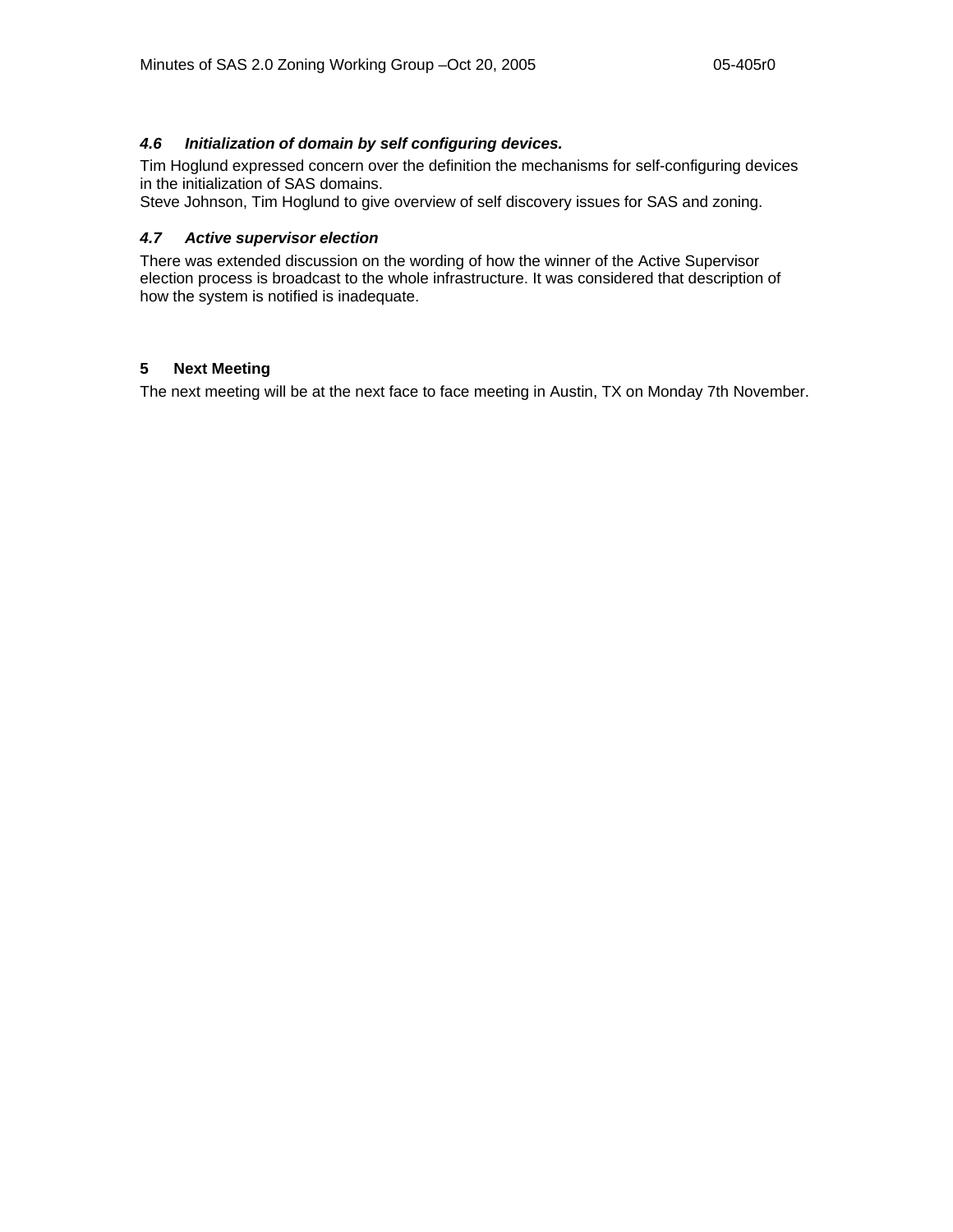### *4.6 Initialization of domain by self configuring devices.*

Tim Hoglund expressed concern over the definition the mechanisms for self-configuring devices in the initialization of SAS domains.
Steve Johnson, Tim Hoglund to give overview of self discovery issues for SAS and zoning.

### *4.7 Active supervisor election*

There was extended discussion on the wording of how the winner of the Active Supervisor election process is broadcast to the whole infrastructure. It was considered that description of how the system is notified is inadequate.

## 5 Next Meeting

The next meeting will be at the next face to face meeting in Austin, TX on Monday 7th November.